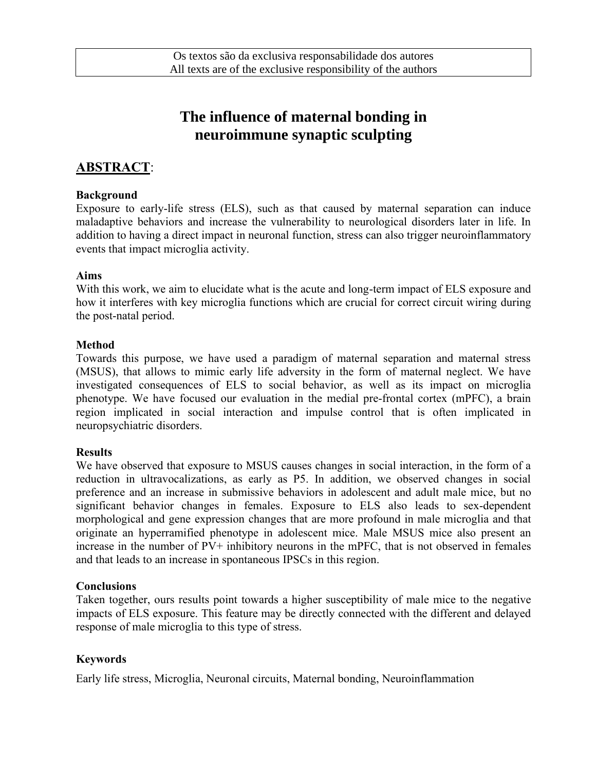Os textos são da exclusiva responsabilidade dos autores
All texts are of the exclusive responsibility of the authors

# The influence of maternal bonding in neuroimmune synaptic sculpting

## ABSTRACT:

**Background**

Exposure to early-life stress (ELS), such as that caused by maternal separation can induce maladaptive behaviors and increase the vulnerability to neurological disorders later in life. In addition to having a direct impact in neuronal function, stress can also trigger neuroinflammatory events that impact microglia activity.

**Aims**

With this work, we aim to elucidate what is the acute and long-term impact of ELS exposure and how it interferes with key microglia functions which are crucial for correct circuit wiring during the post-natal period.

**Method**

Towards this purpose, we have used a paradigm of maternal separation and maternal stress (MSUS), that allows to mimic early life adversity in the form of maternal neglect. We have investigated consequences of ELS to social behavior, as well as its impact on microglia phenotype. We have focused our evaluation in the medial pre-frontal cortex (mPFC), a brain region implicated in social interaction and impulse control that is often implicated in neuropsychiatric disorders.

**Results**

We have observed that exposure to MSUS causes changes in social interaction, in the form of a reduction in ultravocalizations, as early as P5. In addition, we observed changes in social preference and an increase in submissive behaviors in adolescent and adult male mice, but no significant behavior changes in females. Exposure to ELS also leads to sex-dependent morphological and gene expression changes that are more profound in male microglia and that originate an hyperramified phenotype in adolescent mice. Male MSUS mice also present an increase in the number of PV+ inhibitory neurons in the mPFC, that is not observed in females and that leads to an increase in spontaneous IPSCs in this region.

**Conclusions**

Taken together, ours results point towards a higher susceptibility of male mice to the negative impacts of ELS exposure. This feature may be directly connected with the different and delayed response of male microglia to this type of stress.

**Keywords**

Early life stress, Microglia, Neuronal circuits, Maternal bonding, Neuroinflammation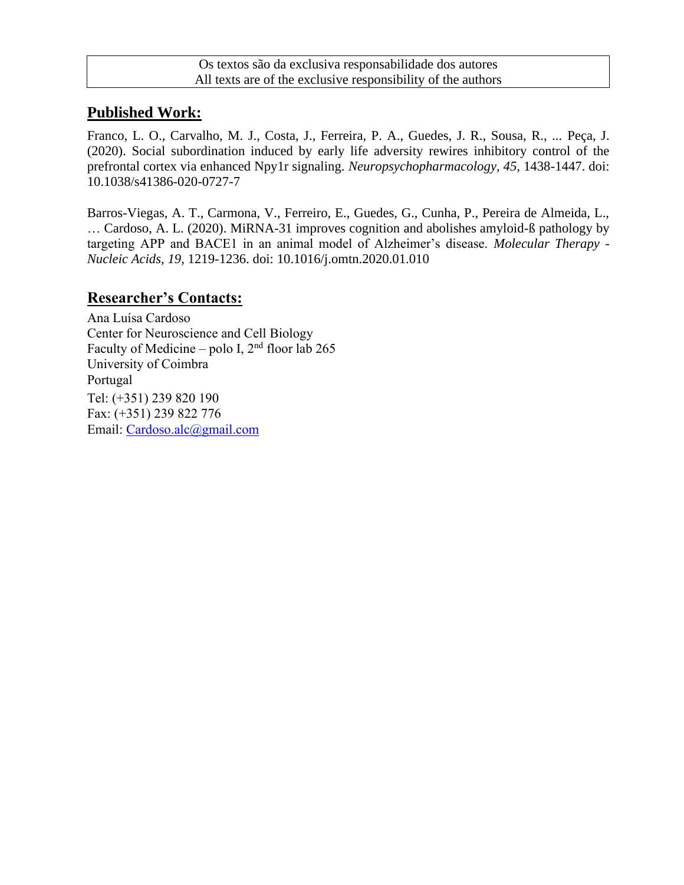Os textos são da exclusiva responsabilidade dos autores
All texts are of the exclusive responsibility of the authors

## Published Work:

Franco, L. O., Carvalho, M. J., Costa, J., Ferreira, P. A., Guedes, J. R., Sousa, R., ... Peça, J. (2020). Social subordination induced by early life adversity rewires inhibitory control of the prefrontal cortex via enhanced Npy1r signaling. *Neuropsychopharmacology*, *45*, 1438-1447. doi: 10.1038/s41386-020-0727-7

Barros-Viegas, A. T., Carmona, V., Ferreiro, E., Guedes, G., Cunha, P., Pereira de Almeida, L., … Cardoso, A. L. (2020). MiRNA-31 improves cognition and abolishes amyloid-ß pathology by targeting APP and BACE1 in an animal model of Alzheimer's disease. *Molecular Therapy - Nucleic Acids*, *19*, 1219-1236. doi: 10.1016/j.omtn.2020.01.010

## Researcher's Contacts:

Ana Luísa Cardoso
Center for Neuroscience and Cell Biology
Faculty of Medicine – polo I, 2nd floor lab 265
University of Coimbra
Portugal
Tel: (+351) 239 820 190
Fax: (+351) 239 822 776
Email: Cardoso.alc@gmail.com